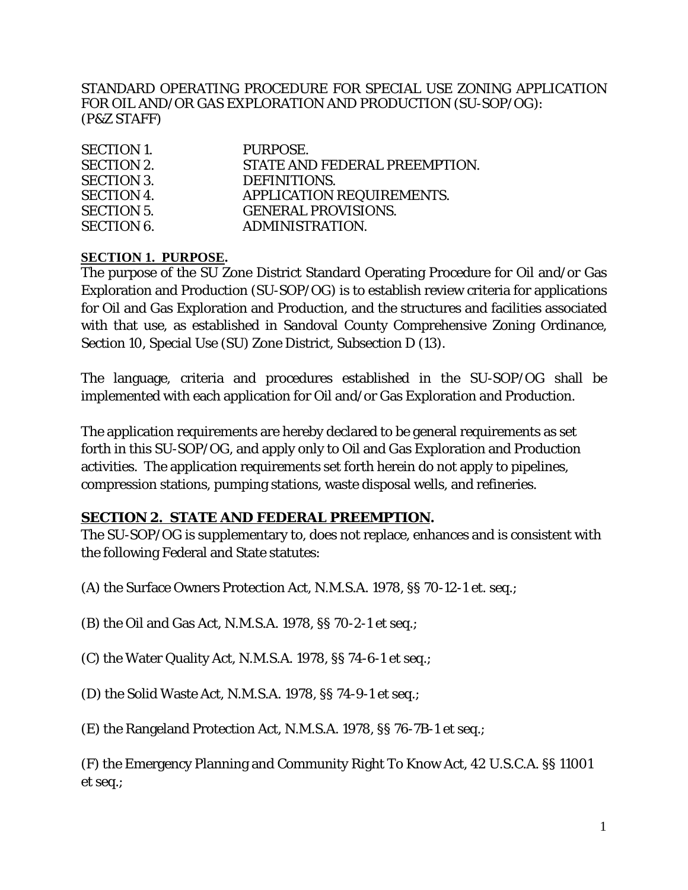STANDARD OPERATING PROCEDURE FOR SPECIAL USE ZONING APPLICATION FOR OIL AND/OR GAS EXPLORATION AND PRODUCTION (SU-SOP/OG): (P&Z STAFF)

| | |
|---|---|
| SECTION 1. | PURPOSE. |
| SECTION 2. | STATE AND FEDERAL PREEMPTION. |
| SECTION 3. | DEFINITIONS. |
| SECTION 4. | APPLICATION REQUIREMENTS. |
| SECTION 5. | GENERAL PROVISIONS. |
| SECTION 6. | ADMINISTRATION. |

**SECTION 1. PURPOSE.**

The purpose of the SU Zone District Standard Operating Procedure for Oil and/or Gas Exploration and Production (SU-SOP/OG) is to establish review criteria for applications for Oil and Gas Exploration and Production, and the structures and facilities associated with that use, as established in Sandoval County Comprehensive Zoning Ordinance, Section 10, Special Use (SU) Zone District, Subsection D (13).

The language, criteria and procedures established in the SU-SOP/OG shall be implemented with each application for Oil and/or Gas Exploration and Production.

The application requirements are hereby declared to be general requirements as set forth in this SU-SOP/OG, and apply only to Oil and Gas Exploration and Production activities. The application requirements set forth herein do not apply to pipelines, compression stations, pumping stations, waste disposal wells, and refineries.

## SECTION 2. STATE AND FEDERAL PREEMPTION.

The SU-SOP/OG is supplementary to, does not replace, enhances and is consistent with the following Federal and State statutes:

(A) the Surface Owners Protection Act, N.M.S.A. 1978, §§ 70-12-1 et. seq.;

(B) the Oil and Gas Act, N.M.S.A. 1978, §§ 70-2-1 et seq.;

(C) the Water Quality Act, N.M.S.A. 1978, §§ 74-6-1 et seq.;

(D) the Solid Waste Act, N.M.S.A. 1978, §§ 74-9-1 et seq.;

(E) the Rangeland Protection Act, N.M.S.A. 1978, §§ 76-7B-1 et seq.;

(F) the Emergency Planning and Community Right To Know Act, 42 U.S.C.A. §§ 11001 et seq.;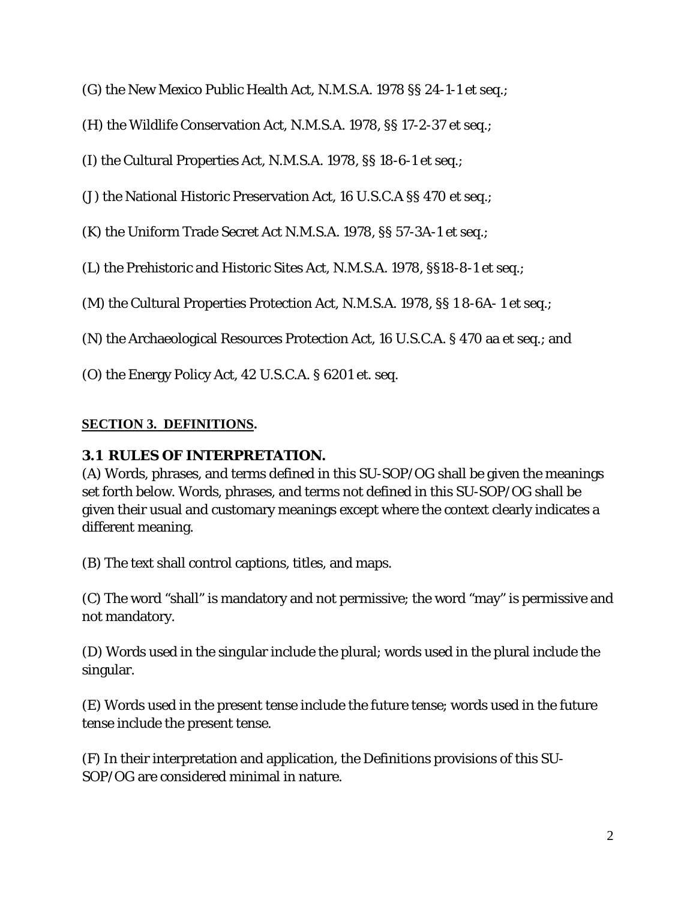(G) the New Mexico Public Health Act, N.M.S.A. 1978 §§ 24-1-1 et seq.;

(H) the Wildlife Conservation Act, N.M.S.A. 1978, §§ 17-2-37 et seq.;

(I) the Cultural Properties Act, N.M.S.A. 1978, §§ 18-6-1 et seq.;

(J) the National Historic Preservation Act, 16 U.S.C.A §§ 470 et seq.;

(K) the Uniform Trade Secret Act N.M.S.A. 1978, §§ 57-3A-1 et seq.;

(L) the Prehistoric and Historic Sites Act, N.M.S.A. 1978, §§18-8-1 et seq.;

(M) the Cultural Properties Protection Act, N.M.S.A. 1978, §§ 1 8-6A- 1 et seq.;

(N) the Archaeological Resources Protection Act, 16 U.S.C.A. § 470 aa et seq.; and

(O) the Energy Policy Act, 42 U.S.C.A. § 6201 et. seq.

## SECTION 3. DEFINITIONS.

### 3.1 RULES OF INTERPRETATION.

(A) Words, phrases, and terms defined in this SU-SOP/OG shall be given the meanings set forth below. Words, phrases, and terms not defined in this SU-SOP/OG shall be given their usual and customary meanings except where the context clearly indicates a different meaning.

(B) The text shall control captions, titles, and maps.

(C) The word "shall" is mandatory and not permissive; the word "may" is permissive and not mandatory.

(D) Words used in the singular include the plural; words used in the plural include the singular.

(E) Words used in the present tense include the future tense; words used in the future tense include the present tense.

(F) In their interpretation and application, the Definitions provisions of this SU-SOP/OG are considered minimal in nature.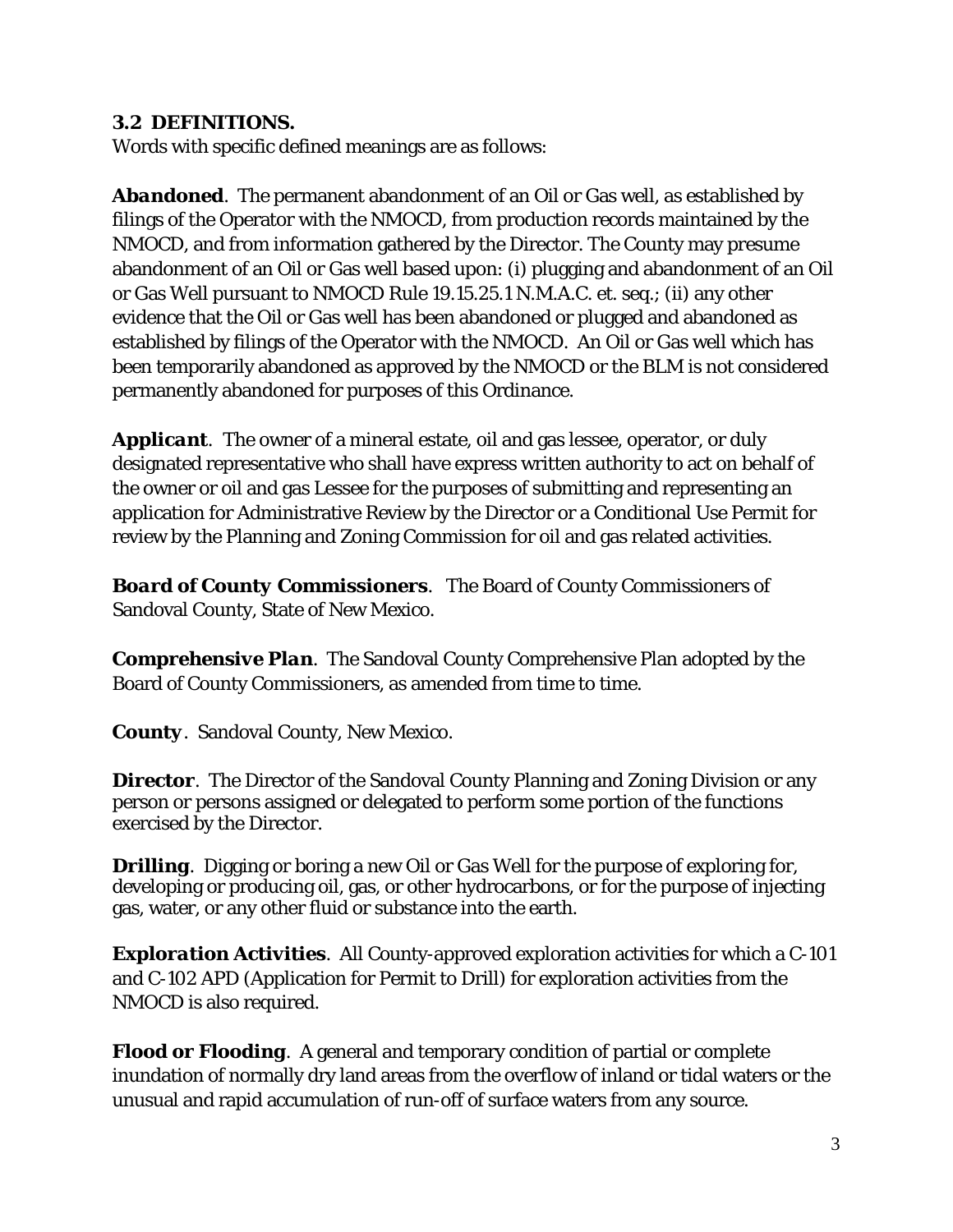### 3.2 DEFINITIONS.

Words with specific defined meanings are as follows:

***Abandoned***. The permanent abandonment of an Oil or Gas well, as established by filings of the Operator with the NMOCD, from production records maintained by the NMOCD, and from information gathered by the Director. The County may presume abandonment of an Oil or Gas well based upon: (i) plugging and abandonment of an Oil or Gas Well pursuant to NMOCD Rule 19.15.25.1 N.M.A.C. et. seq.; (ii) any other evidence that the Oil or Gas well has been abandoned or plugged and abandoned as established by filings of the Operator with the NMOCD. An Oil or Gas well which has been temporarily abandoned as approved by the NMOCD or the BLM is not considered permanently abandoned for purposes of this Ordinance.

***Applicant***. The owner of a mineral estate, oil and gas lessee, operator, or duly designated representative who shall have express written authority to act on behalf of the owner or oil and gas Lessee for the purposes of submitting and representing an application for Administrative Review by the Director or a Conditional Use Permit for review by the Planning and Zoning Commission for oil and gas related activities.

***Board of County Commissioners***. The Board of County Commissioners of Sandoval County, State of New Mexico.

***Comprehensive Plan***. The Sandoval County Comprehensive Plan adopted by the Board of County Commissioners, as amended from time to time.

***County***. Sandoval County, New Mexico.

***Director***. The Director of the Sandoval County Planning and Zoning Division or any person or persons assigned or delegated to perform some portion of the functions exercised by the Director.

***Drilling***. Digging or boring a new Oil or Gas Well for the purpose of exploring for, developing or producing oil, gas, or other hydrocarbons, or for the purpose of injecting gas, water, or any other fluid or substance into the earth.

***Exploration Activities***. All County-approved exploration activities for which a C-101 and C-102 APD (Application for Permit to Drill) for exploration activities from the NMOCD is also required.

***Flood or Flooding***. A general and temporary condition of partial or complete inundation of normally dry land areas from the overflow of inland or tidal waters or the unusual and rapid accumulation of run-off of surface waters from any source.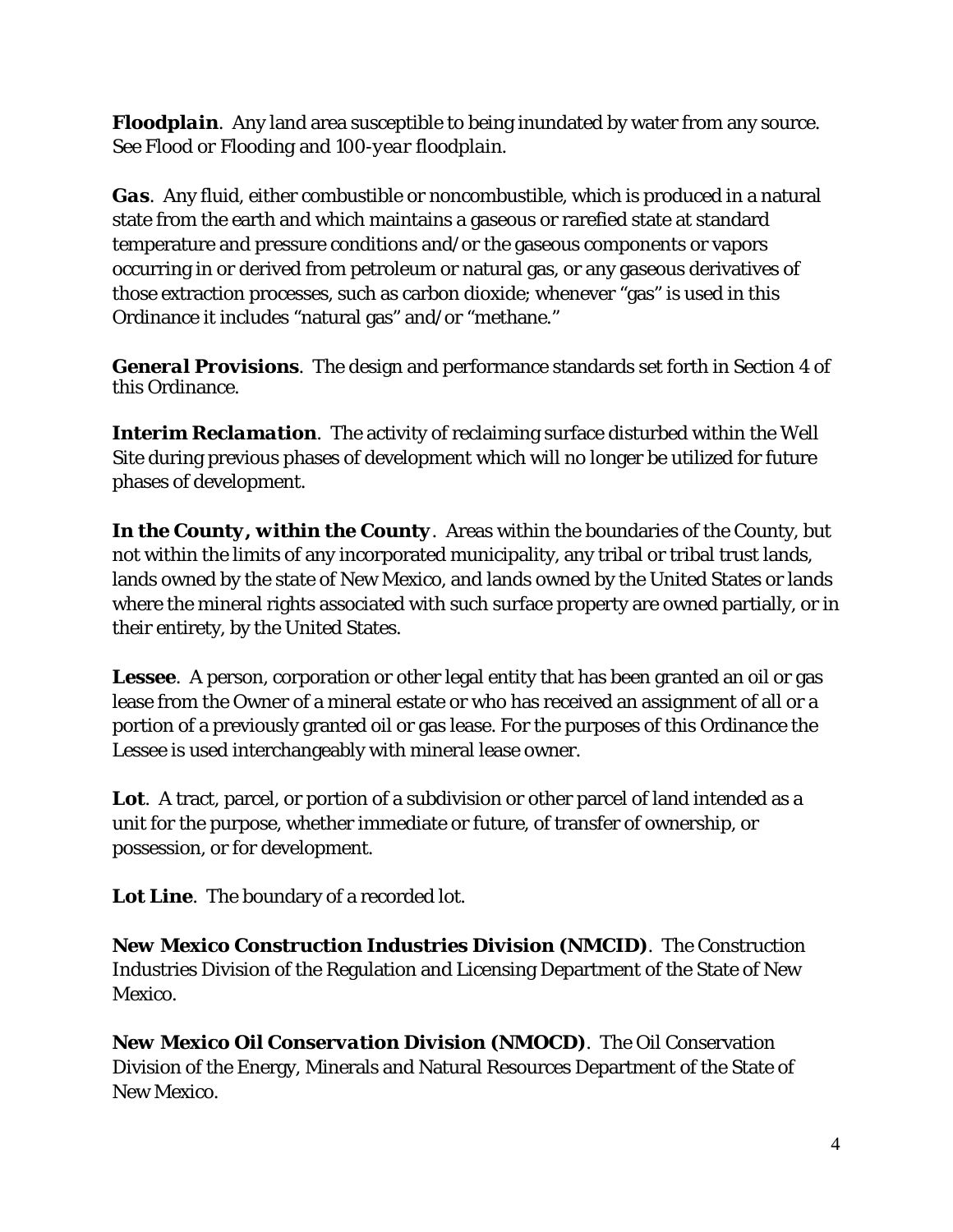***Floodplain***. Any land area susceptible to being inundated by water from any source. See Flood or Flooding and *100-year floodplain*.

***Gas***. Any fluid, either combustible or noncombustible, which is produced in a natural state from the earth and which maintains a gaseous or rarefied state at standard temperature and pressure conditions and/or the gaseous components or vapors occurring in or derived from petroleum or natural gas, or any gaseous derivatives of those extraction processes, such as carbon dioxide; whenever "gas" is used in this Ordinance it includes "natural gas" and/or "methane."

***General Provisions***. The design and performance standards set forth in Section 4 of this Ordinance.

***Interim Reclamation***. The activity of reclaiming surface disturbed within the Well Site during previous phases of development which will no longer be utilized for future phases of development.

***In the County, within the County***. Areas within the boundaries of the County, but not within the limits of any incorporated municipality, any tribal or tribal trust lands, lands owned by the state of New Mexico, and lands owned by the United States or lands where the mineral rights associated with such surface property are owned partially, or in their entirety, by the United States.

***Lessee***. A person, corporation or other legal entity that has been granted an oil or gas lease from the Owner of a mineral estate or who has received an assignment of all or a portion of a previously granted oil or gas lease. For the purposes of this Ordinance the Lessee is used interchangeably with mineral lease owner.

***Lot***. A tract, parcel, or portion of a subdivision or other parcel of land intended as a unit for the purpose, whether immediate or future, of transfer of ownership, or possession, or for development.

***Lot Line***. The boundary of a recorded lot.

***New Mexico Construction Industries Division (NMCID)***. The Construction Industries Division of the Regulation and Licensing Department of the State of New Mexico.

***New Mexico Oil Conservation Division (NMOCD)***. The Oil Conservation Division of the Energy, Minerals and Natural Resources Department of the State of New Mexico.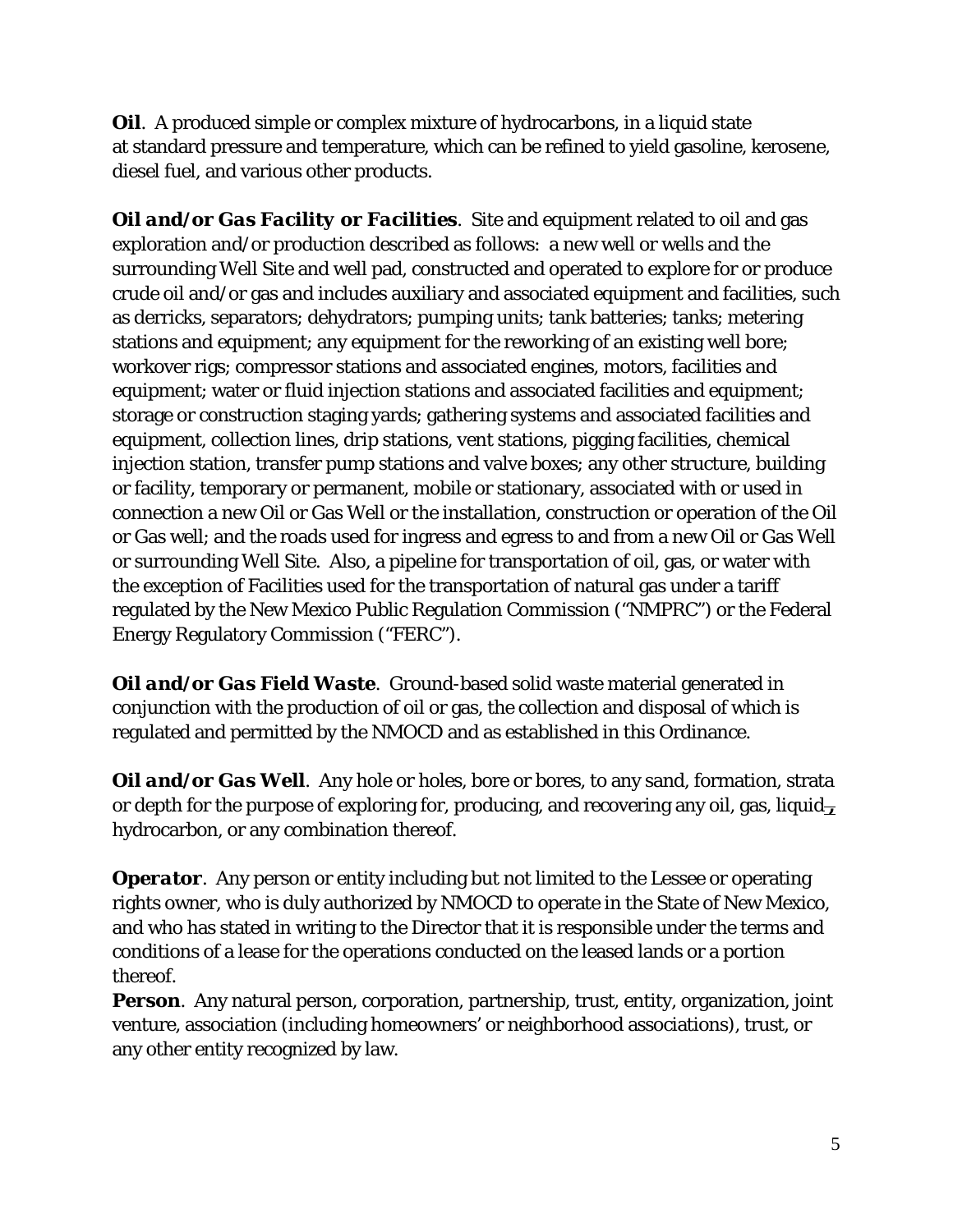**Oil**. A produced simple or complex mixture of hydrocarbons, in a liquid state at standard pressure and temperature, which can be refined to yield gasoline, kerosene, diesel fuel, and various other products.

***Oil and/or Gas Facility or Facilities***. Site and equipment related to oil and gas exploration and/or production described as follows: a new well or wells and the surrounding Well Site and well pad, constructed and operated to explore for or produce crude oil and/or gas and includes auxiliary and associated equipment and facilities, such as derricks, separators; dehydrators; pumping units; tank batteries; tanks; metering stations and equipment; any equipment for the reworking of an existing well bore; workover rigs; compressor stations and associated engines, motors, facilities and equipment; water or fluid injection stations and associated facilities and equipment; storage or construction staging yards; gathering systems and associated facilities and equipment, collection lines, drip stations, vent stations, pigging facilities, chemical injection station, transfer pump stations and valve boxes; any other structure, building or facility, temporary or permanent, mobile or stationary, associated with or used in connection a new Oil or Gas Well or the installation, construction or operation of the Oil or Gas well; and the roads used for ingress and egress to and from a new Oil or Gas Well or surrounding Well Site. Also, a pipeline for transportation of oil, gas, or water with the exception of Facilities used for the transportation of natural gas under a tariff regulated by the New Mexico Public Regulation Commission ("NMPRC") or the Federal Energy Regulatory Commission ("FERC").

***Oil and/or Gas Field Waste***. Ground-based solid waste material generated in conjunction with the production of oil or gas, the collection and disposal of which is regulated and permitted by the NMOCD and as established in this Ordinance.

***Oil and/or Gas Well***. Any hole or holes, bore or bores, to any sand, formation, strata or depth for the purpose of exploring for, producing, and recovering any oil, gas, liquid, hydrocarbon, or any combination thereof.

***Operator***. Any person or entity including but not limited to the Lessee or operating rights owner, who is duly authorized by NMOCD to operate in the State of New Mexico, and who has stated in writing to the Director that it is responsible under the terms and conditions of a lease for the operations conducted on the leased lands or a portion thereof.

**Person**. Any natural person, corporation, partnership, trust, entity, organization, joint venture, association (including homeowners' or neighborhood associations), trust, or any other entity recognized by law.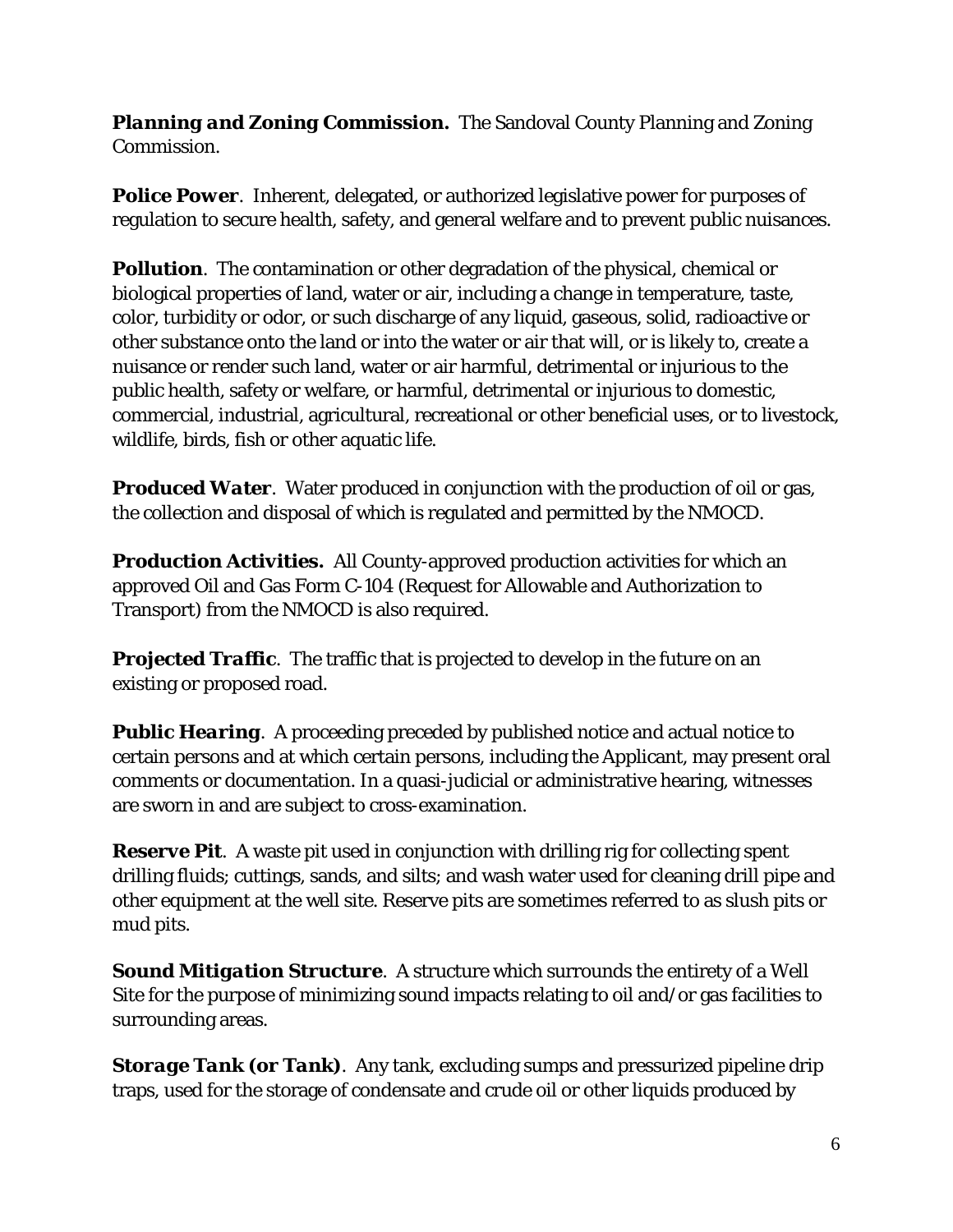***Planning and Zoning Commission.*** The Sandoval County Planning and Zoning Commission.

***Police Power***. Inherent, delegated, or authorized legislative power for purposes of regulation to secure health, safety, and general welfare and to prevent public nuisances.

***Pollution***. The contamination or other degradation of the physical, chemical or biological properties of land, water or air, including a change in temperature, taste, color, turbidity or odor, or such discharge of any liquid, gaseous, solid, radioactive or other substance onto the land or into the water or air that will, or is likely to, create a nuisance or render such land, water or air harmful, detrimental or injurious to the public health, safety or welfare, or harmful, detrimental or injurious to domestic, commercial, industrial, agricultural, recreational or other beneficial uses, or to livestock, wildlife, birds, fish or other aquatic life.

***Produced Water***. Water produced in conjunction with the production of oil or gas, the collection and disposal of which is regulated and permitted by the NMOCD.

***Production Activities.*** All County-approved production activities for which an approved Oil and Gas Form C-104 (Request for Allowable and Authorization to Transport) from the NMOCD is also required.

***Projected Traffic***. The traffic that is projected to develop in the future on an existing or proposed road.

***Public Hearing***. A proceeding preceded by published notice and actual notice to certain persons and at which certain persons, including the Applicant, may present oral comments or documentation. In a quasi-judicial or administrative hearing, witnesses are sworn in and are subject to cross-examination.

***Reserve Pit***. A waste pit used in conjunction with drilling rig for collecting spent drilling fluids; cuttings, sands, and silts; and wash water used for cleaning drill pipe and other equipment at the well site. Reserve pits are sometimes referred to as slush pits or mud pits.

***Sound Mitigation Structure***. A structure which surrounds the entirety of a Well Site for the purpose of minimizing sound impacts relating to oil and/or gas facilities to surrounding areas.

***Storage Tank (or Tank)***. Any tank, excluding sumps and pressurized pipeline drip traps, used for the storage of condensate and crude oil or other liquids produced by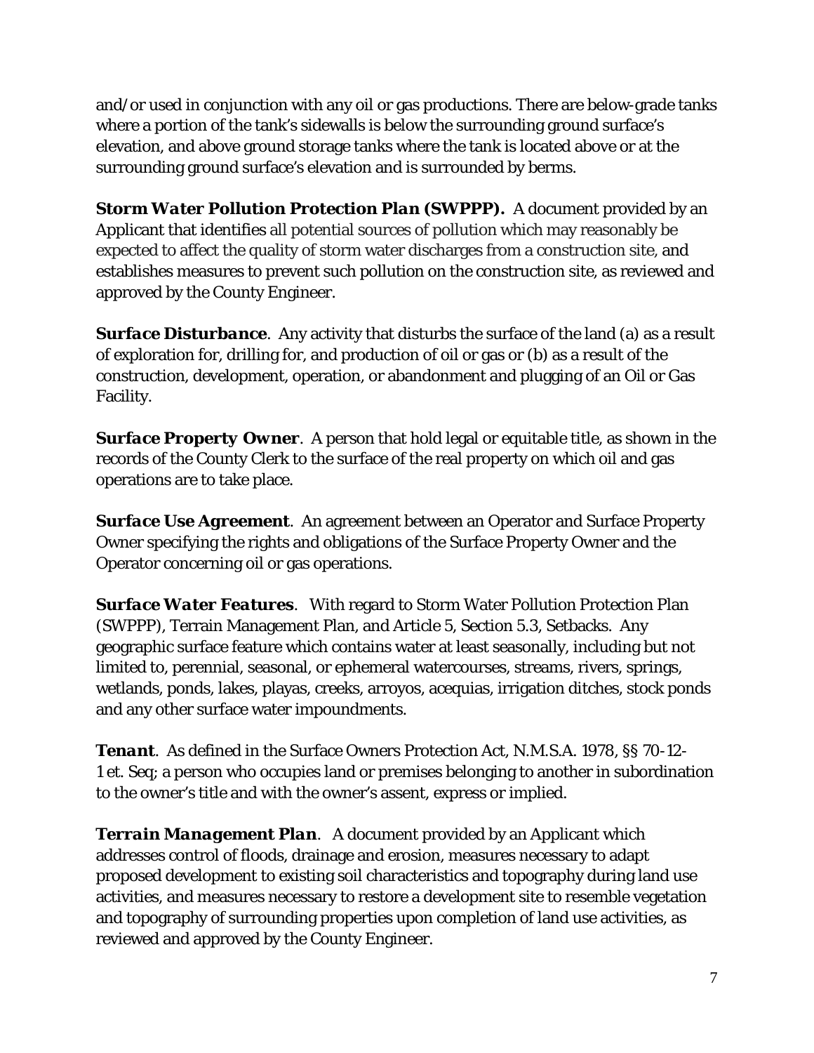and/or used in conjunction with any oil or gas productions. There are below-grade tanks where a portion of the tank's sidewalls is below the surrounding ground surface's elevation, and above ground storage tanks where the tank is located above or at the surrounding ground surface's elevation and is surrounded by berms.

***Storm Water Pollution Protection Plan (SWPPP).*** A document provided by an Applicant that identifies all potential sources of pollution which may reasonably be expected to affect the quality of storm water discharges from a construction site, and establishes measures to prevent such pollution on the construction site, as reviewed and approved by the County Engineer.

***Surface Disturbance***. Any activity that disturbs the surface of the land (a) as a result of exploration for, drilling for, and production of oil or gas or (b) as a result of the construction, development, operation, or abandonment and plugging of an Oil or Gas Facility.

***Surface Property Owner***. A person that hold legal or equitable title, as shown in the records of the County Clerk to the surface of the real property on which oil and gas operations are to take place.

***Surface Use Agreement***. An agreement between an Operator and Surface Property Owner specifying the rights and obligations of the Surface Property Owner and the Operator concerning oil or gas operations.

***Surface Water Features***. With regard to Storm Water Pollution Protection Plan (SWPPP), Terrain Management Plan, and Article 5, Section 5.3, Setbacks. Any geographic surface feature which contains water at least seasonally, including but not limited to, perennial, seasonal, or ephemeral watercourses, streams, rivers, springs, wetlands, ponds, lakes, playas, creeks, arroyos, acequias, irrigation ditches, stock ponds and any other surface water impoundments.

***Tenant***. As defined in the Surface Owners Protection Act, N.M.S.A. 1978, §§ 70-12-1 et. Seq; a person who occupies land or premises belonging to another in subordination to the owner's title and with the owner's assent, express or implied.

***Terrain Management Plan***. A document provided by an Applicant which addresses control of floods, drainage and erosion, measures necessary to adapt proposed development to existing soil characteristics and topography during land use activities, and measures necessary to restore a development site to resemble vegetation and topography of surrounding properties upon completion of land use activities, as reviewed and approved by the County Engineer.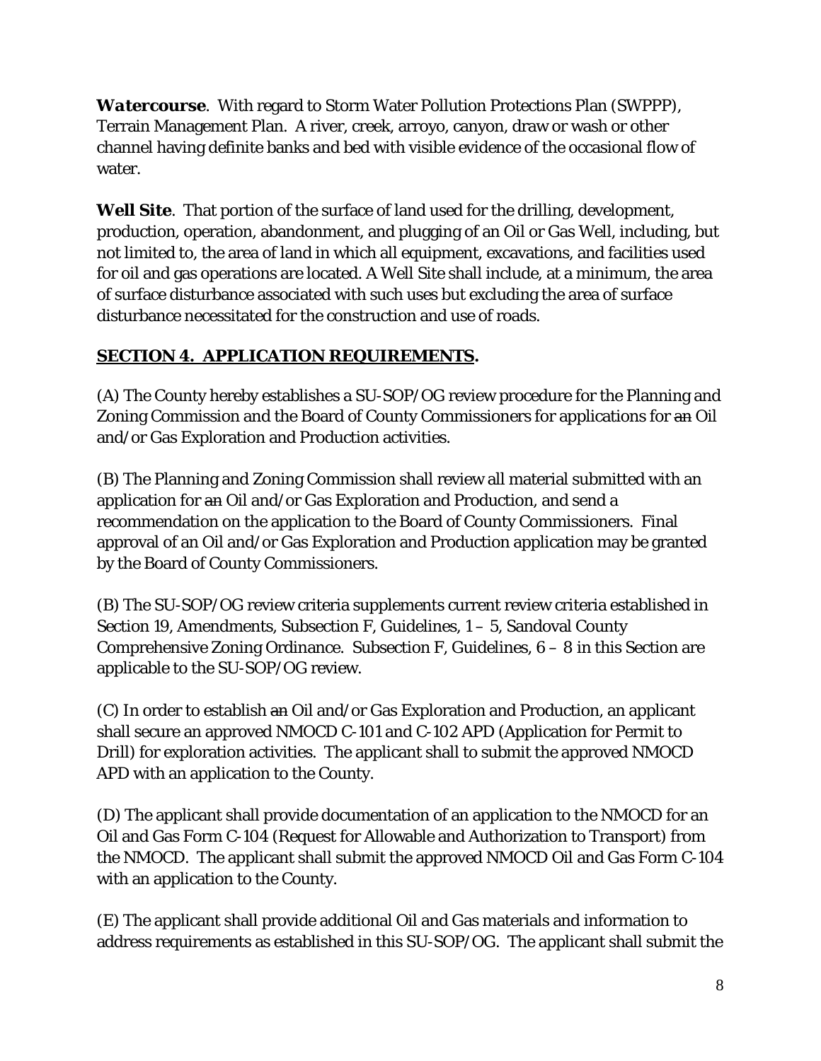***Watercourse***. With regard to Storm Water Pollution Protections Plan (SWPPP), Terrain Management Plan. A river, creek, arroyo, canyon, draw or wash or other channel having definite banks and bed with visible evidence of the occasional flow of water.

**Well Site**. That portion of the surface of land used for the drilling, development, production, operation, abandonment, and plugging of an Oil or Gas Well, including, but not limited to, the area of land in which all equipment, excavations, and facilities used for oil and gas operations are located. A Well Site shall include, at a minimum, the area of surface disturbance associated with such uses but excluding the area of surface disturbance necessitated for the construction and use of roads.

## SECTION 4. APPLICATION REQUIREMENTS.

(A) The County hereby establishes a SU-SOP/OG review procedure for the Planning and Zoning Commission and the Board of County Commissioners for applications for ~~an~~ Oil and/or Gas Exploration and Production activities.

(B) The Planning and Zoning Commission shall review all material submitted with an application for ~~an~~ Oil and/or Gas Exploration and Production, and send a recommendation on the application to the Board of County Commissioners. Final approval of an Oil and/or Gas Exploration and Production application may be granted by the Board of County Commissioners.

(B) The SU-SOP/OG review criteria supplements current review criteria established in Section 19, Amendments, Subsection F, Guidelines, 1 – 5, Sandoval County Comprehensive Zoning Ordinance. Subsection F, Guidelines, 6 – 8 in this Section are applicable to the SU-SOP/OG review.

(C) In order to establish ~~an~~ Oil and/or Gas Exploration and Production, an applicant shall secure an approved NMOCD C-101 and C-102 APD (Application for Permit to Drill) for exploration activities. The applicant shall to submit the approved NMOCD APD with an application to the County.

(D) The applicant shall provide documentation of an application to the NMOCD for an Oil and Gas Form C-104 (Request for Allowable and Authorization to Transport) from the NMOCD. The applicant shall submit the approved NMOCD Oil and Gas Form C-104 with an application to the County.

(E) The applicant shall provide additional Oil and Gas materials and information to address requirements as established in this SU-SOP/OG. The applicant shall submit the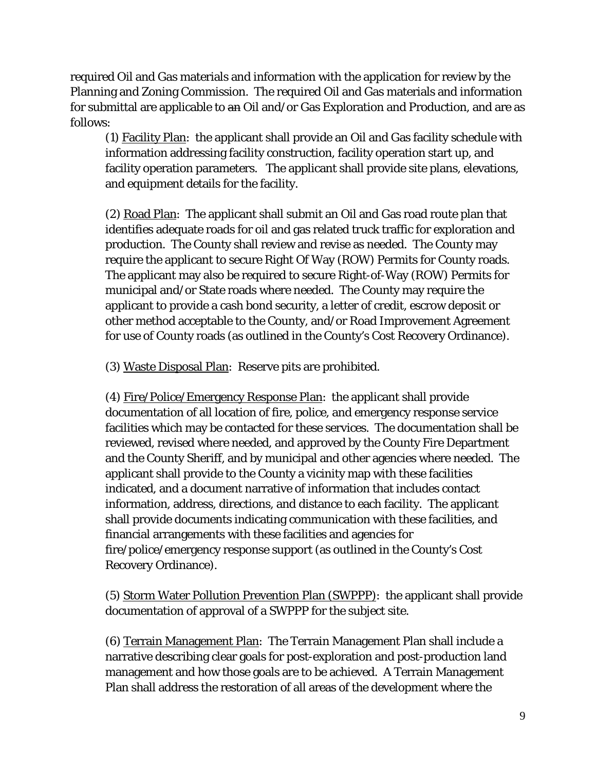required Oil and Gas materials and information with the application for review by the Planning and Zoning Commission. The required Oil and Gas materials and information for submittal are applicable to ~~an~~ Oil and/or Gas Exploration and Production, and are as follows:

(1) <u>Facility Plan</u>: the applicant shall provide an Oil and Gas facility schedule with information addressing facility construction, facility operation start up, and facility operation parameters. The applicant shall provide site plans, elevations, and equipment details for the facility.

(2) <u>Road Plan</u>: The applicant shall submit an Oil and Gas road route plan that identifies adequate roads for oil and gas related truck traffic for exploration and production. The County shall review and revise as needed. The County may require the applicant to secure Right Of Way (ROW) Permits for County roads. The applicant may also be required to secure Right-of-Way (ROW) Permits for municipal and/or State roads where needed. The County may require the applicant to provide a cash bond security, a letter of credit, escrow deposit or other method acceptable to the County, and/or Road Improvement Agreement for use of County roads (as outlined in the County's Cost Recovery Ordinance).

(3) <u>Waste Disposal Plan</u>: Reserve pits are prohibited.

(4) <u>Fire/Police/Emergency Response Plan</u>: the applicant shall provide documentation of all location of fire, police, and emergency response service facilities which may be contacted for these services. The documentation shall be reviewed, revised where needed, and approved by the County Fire Department and the County Sheriff, and by municipal and other agencies where needed. The applicant shall provide to the County a vicinity map with these facilities indicated, and a document narrative of information that includes contact information, address, directions, and distance to each facility. The applicant shall provide documents indicating communication with these facilities, and financial arrangements with these facilities and agencies for fire/police/emergency response support (as outlined in the County's Cost Recovery Ordinance).

(5) <u>Storm Water Pollution Prevention Plan (SWPPP)</u>: the applicant shall provide documentation of approval of a SWPPP for the subject site.

(6) <u>Terrain Management Plan</u>: The Terrain Management Plan shall include a narrative describing clear goals for post-exploration and post-production land management and how those goals are to be achieved. A Terrain Management Plan shall address the restoration of all areas of the development where the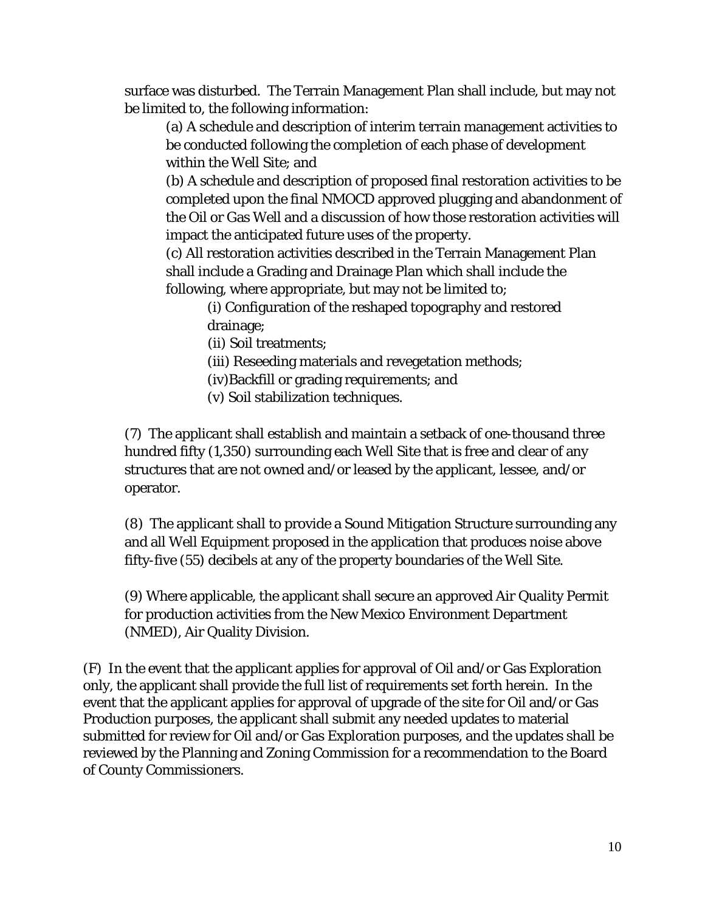surface was disturbed. The Terrain Management Plan shall include, but may not be limited to, the following information:

(a) A schedule and description of interim terrain management activities to be conducted following the completion of each phase of development within the Well Site; and

(b) A schedule and description of proposed final restoration activities to be completed upon the final NMOCD approved plugging and abandonment of the Oil or Gas Well and a discussion of how those restoration activities will impact the anticipated future uses of the property.

(c) All restoration activities described in the Terrain Management Plan shall include a Grading and Drainage Plan which shall include the following, where appropriate, but may not be limited to;

(i) Configuration of the reshaped topography and restored drainage;

(ii) Soil treatments;

(iii) Reseeding materials and revegetation methods;

(iv)Backfill or grading requirements; and

(v) Soil stabilization techniques.

(7) The applicant shall establish and maintain a setback of one-thousand three hundred fifty (1,350) surrounding each Well Site that is free and clear of any structures that are not owned and/or leased by the applicant, lessee, and/or operator.

(8) The applicant shall to provide a Sound Mitigation Structure surrounding any and all Well Equipment proposed in the application that produces noise above fifty-five (55) decibels at any of the property boundaries of the Well Site.

(9) Where applicable, the applicant shall secure an approved Air Quality Permit for production activities from the New Mexico Environment Department (NMED), Air Quality Division.

(F) In the event that the applicant applies for approval of Oil and/or Gas Exploration only, the applicant shall provide the full list of requirements set forth herein. In the event that the applicant applies for approval of upgrade of the site for Oil and/or Gas Production purposes, the applicant shall submit any needed updates to material submitted for review for Oil and/or Gas Exploration purposes, and the updates shall be reviewed by the Planning and Zoning Commission for a recommendation to the Board of County Commissioners.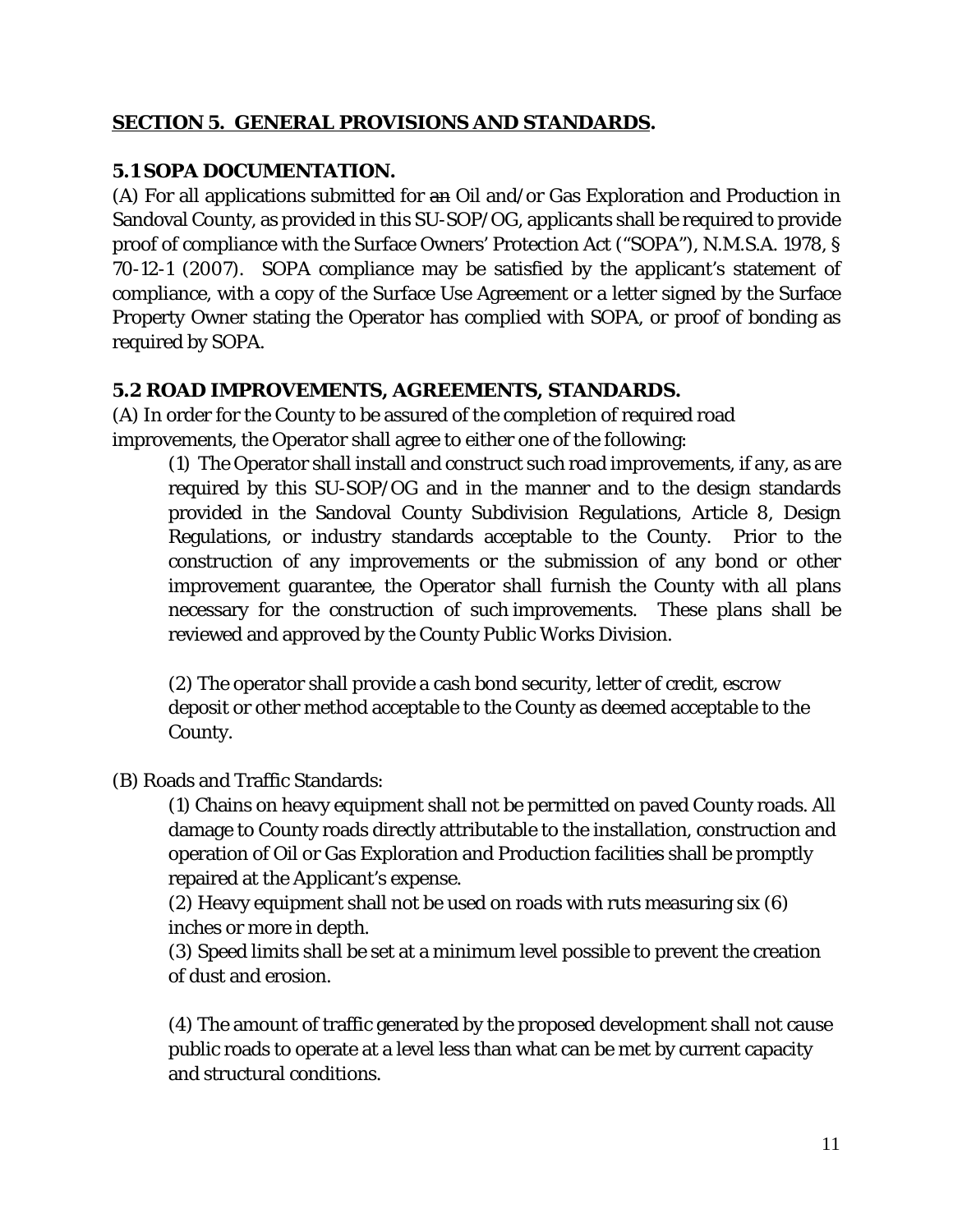## SECTION 5. GENERAL PROVISIONS AND STANDARDS.

### 5.1 SOPA DOCUMENTATION.

(A) For all applications submitted for ~~an~~ Oil and/or Gas Exploration and Production in Sandoval County, as provided in this SU-SOP/OG, applicants shall be required to provide proof of compliance with the Surface Owners' Protection Act ("SOPA"), N.M.S.A. 1978, § 70-12-1 (2007). SOPA compliance may be satisfied by the applicant's statement of compliance, with a copy of the Surface Use Agreement or a letter signed by the Surface Property Owner stating the Operator has complied with SOPA, or proof of bonding as required by SOPA.

### 5.2 ROAD IMPROVEMENTS, AGREEMENTS, STANDARDS.

(A) In order for the County to be assured of the completion of required road improvements, the Operator shall agree to either one of the following:

(1) The Operator shall install and construct such road improvements, if any, as are required by this SU-SOP/OG and in the manner and to the design standards provided in the Sandoval County Subdivision Regulations, Article 8, Design Regulations, or industry standards acceptable to the County. Prior to the construction of any improvements or the submission of any bond or other improvement guarantee, the Operator shall furnish the County with all plans necessary for the construction of such improvements. These plans shall be reviewed and approved by the County Public Works Division.

(2) The operator shall provide a cash bond security, letter of credit, escrow deposit or other method acceptable to the County as deemed acceptable to the County.

(B) Roads and Traffic Standards:

(1) Chains on heavy equipment shall not be permitted on paved County roads. All damage to County roads directly attributable to the installation, construction and operation of Oil or Gas Exploration and Production facilities shall be promptly repaired at the Applicant's expense.

(2) Heavy equipment shall not be used on roads with ruts measuring six (6) inches or more in depth.

(3) Speed limits shall be set at a minimum level possible to prevent the creation of dust and erosion.

(4) The amount of traffic generated by the proposed development shall not cause public roads to operate at a level less than what can be met by current capacity and structural conditions.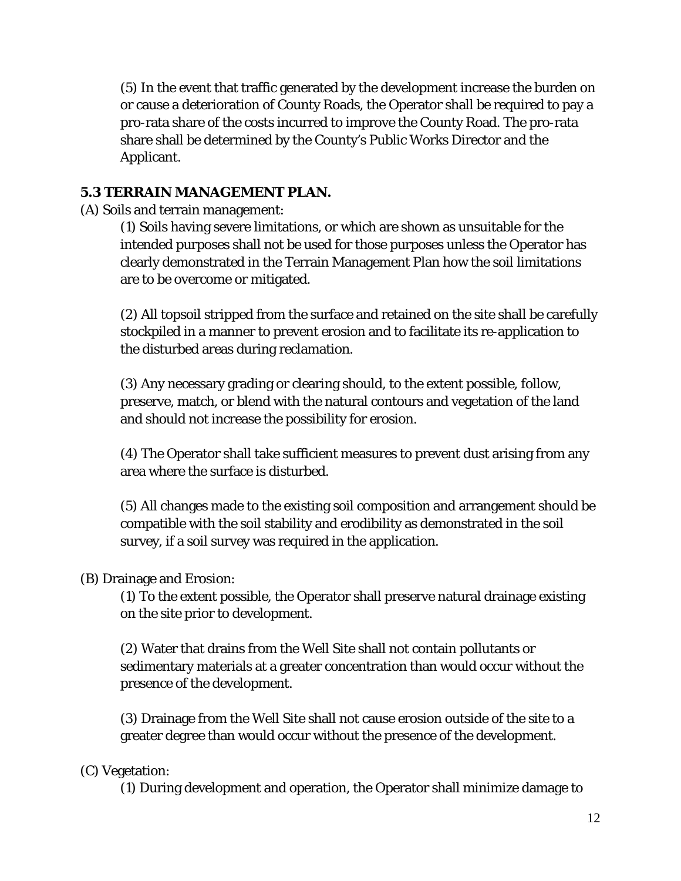(5) In the event that traffic generated by the development increase the burden on or cause a deterioration of County Roads, the Operator shall be required to pay a pro-rata share of the costs incurred to improve the County Road. The pro-rata share shall be determined by the County's Public Works Director and the Applicant.

## 5.3 TERRAIN MANAGEMENT PLAN.

(A) Soils and terrain management:

(1) Soils having severe limitations, or which are shown as unsuitable for the intended purposes shall not be used for those purposes unless the Operator has clearly demonstrated in the Terrain Management Plan how the soil limitations are to be overcome or mitigated.

(2) All topsoil stripped from the surface and retained on the site shall be carefully stockpiled in a manner to prevent erosion and to facilitate its re-application to the disturbed areas during reclamation.

(3) Any necessary grading or clearing should, to the extent possible, follow, preserve, match, or blend with the natural contours and vegetation of the land and should not increase the possibility for erosion.

(4) The Operator shall take sufficient measures to prevent dust arising from any area where the surface is disturbed.

(5) All changes made to the existing soil composition and arrangement should be compatible with the soil stability and erodibility as demonstrated in the soil survey, if a soil survey was required in the application.

(B) Drainage and Erosion:

(1) To the extent possible, the Operator shall preserve natural drainage existing on the site prior to development.

(2) Water that drains from the Well Site shall not contain pollutants or sedimentary materials at a greater concentration than would occur without the presence of the development.

(3) Drainage from the Well Site shall not cause erosion outside of the site to a greater degree than would occur without the presence of the development.

(C) Vegetation:

(1) During development and operation, the Operator shall minimize damage to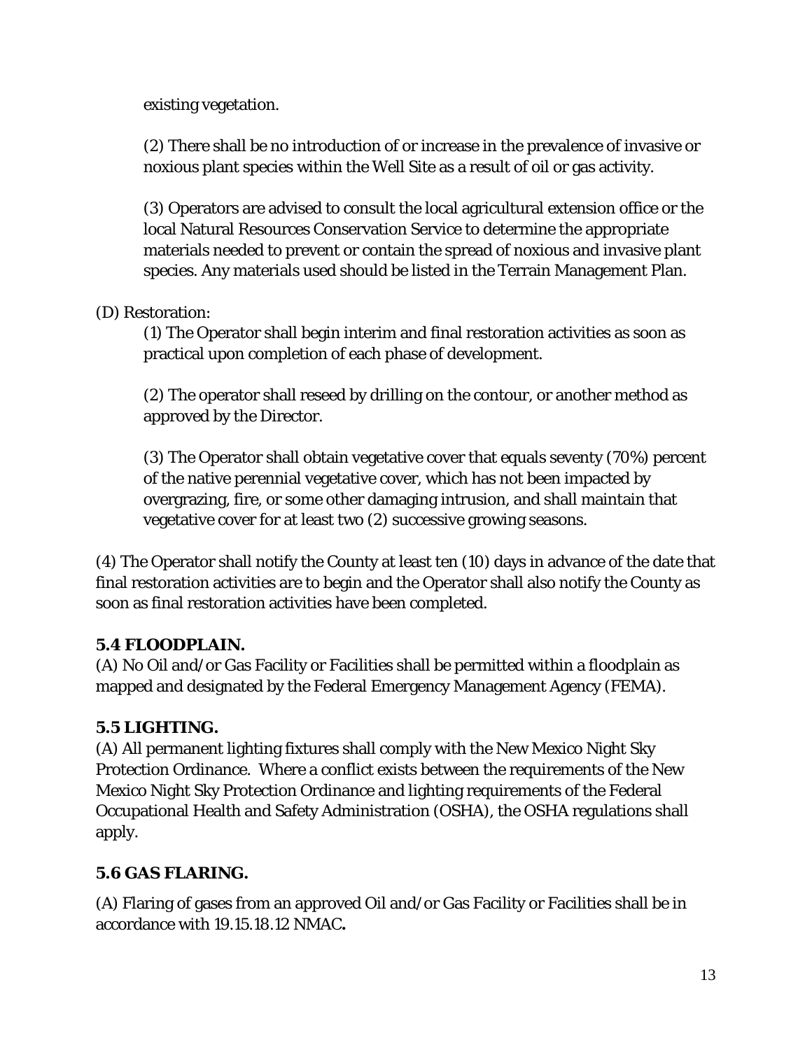existing vegetation.

(2) There shall be no introduction of or increase in the prevalence of invasive or noxious plant species within the Well Site as a result of oil or gas activity.

(3) Operators are advised to consult the local agricultural extension office or the local Natural Resources Conservation Service to determine the appropriate materials needed to prevent or contain the spread of noxious and invasive plant species. Any materials used should be listed in the Terrain Management Plan.

(D) Restoration:

(1) The Operator shall begin interim and final restoration activities as soon as practical upon completion of each phase of development.

(2) The operator shall reseed by drilling on the contour, or another method as approved by the Director.

(3) The Operator shall obtain vegetative cover that equals seventy (70%) percent of the native perennial vegetative cover, which has not been impacted by overgrazing, fire, or some other damaging intrusion, and shall maintain that vegetative cover for at least two (2) successive growing seasons.

(4) The Operator shall notify the County at least ten (10) days in advance of the date that final restoration activities are to begin and the Operator shall also notify the County as soon as final restoration activities have been completed.

## 5.4 FLOODPLAIN.

(A) No Oil and/or Gas Facility or Facilities shall be permitted within a floodplain as mapped and designated by the Federal Emergency Management Agency (FEMA).

## 5.5 LIGHTING.

(A) All permanent lighting fixtures shall comply with the New Mexico Night Sky Protection Ordinance. Where a conflict exists between the requirements of the New Mexico Night Sky Protection Ordinance and lighting requirements of the Federal Occupational Health and Safety Administration (OSHA), the OSHA regulations shall apply.

## 5.6 GAS FLARING.

(A) Flaring of gases from an approved Oil and/or Gas Facility or Facilities shall be in accordance with 19.15.18.12 NMAC.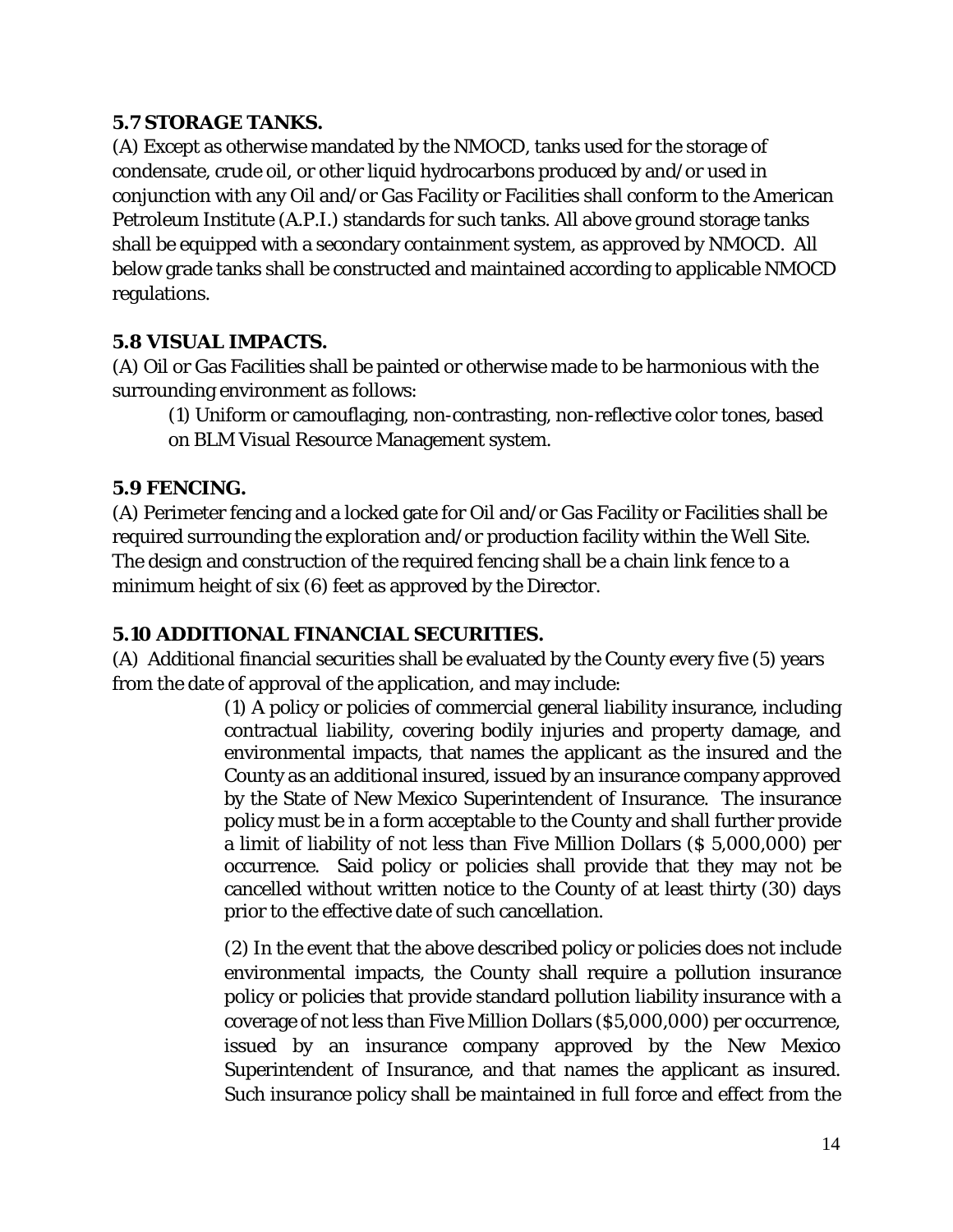### 5.7 STORAGE TANKS.

(A) Except as otherwise mandated by the NMOCD, tanks used for the storage of condensate, crude oil, or other liquid hydrocarbons produced by and/or used in conjunction with any Oil and/or Gas Facility or Facilities shall conform to the American Petroleum Institute (A.P.I.) standards for such tanks. All above ground storage tanks shall be equipped with a secondary containment system, as approved by NMOCD. All below grade tanks shall be constructed and maintained according to applicable NMOCD regulations.

### 5.8 VISUAL IMPACTS.

(A) Oil or Gas Facilities shall be painted or otherwise made to be harmonious with the surrounding environment as follows:

(1) Uniform or camouflaging, non-contrasting, non-reflective color tones, based on BLM Visual Resource Management system.

### 5.9 FENCING.

(A) Perimeter fencing and a locked gate for Oil and/or Gas Facility or Facilities shall be required surrounding the exploration and/or production facility within the Well Site. The design and construction of the required fencing shall be a chain link fence to a minimum height of six (6) feet as approved by the Director.

### 5.10 ADDITIONAL FINANCIAL SECURITIES.

(A) Additional financial securities shall be evaluated by the County every five (5) years from the date of approval of the application, and may include:

(1) A policy or policies of commercial general liability insurance, including contractual liability, covering bodily injuries and property damage, and environmental impacts, that names the applicant as the insured and the County as an additional insured, issued by an insurance company approved by the State of New Mexico Superintendent of Insurance. The insurance policy must be in a form acceptable to the County and shall further provide a limit of liability of not less than Five Million Dollars ($ 5,000,000) per occurrence. Said policy or policies shall provide that they may not be cancelled without written notice to the County of at least thirty (30) days prior to the effective date of such cancellation.

(2) In the event that the above described policy or policies does not include environmental impacts, the County shall require a pollution insurance policy or policies that provide standard pollution liability insurance with a coverage of not less than Five Million Dollars ($5,000,000) per occurrence, issued by an insurance company approved by the New Mexico Superintendent of Insurance, and that names the applicant as insured. Such insurance policy shall be maintained in full force and effect from the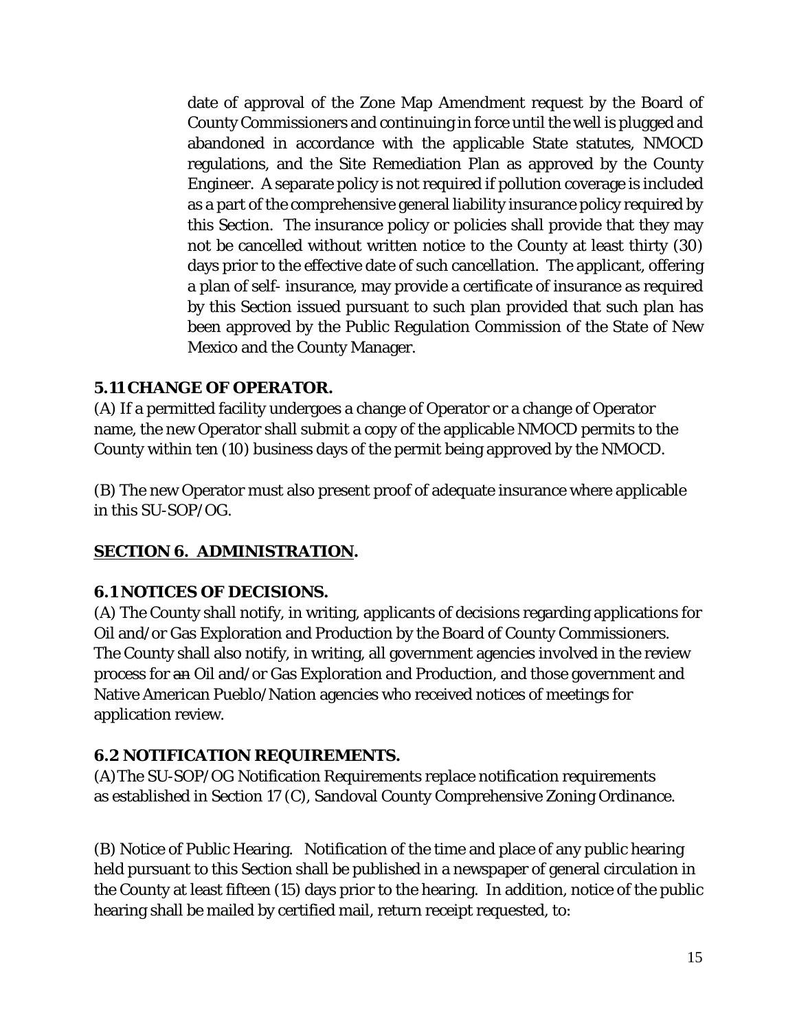date of approval of the Zone Map Amendment request by the Board of County Commissioners and continuing in force until the well is plugged and abandoned in accordance with the applicable State statutes, NMOCD regulations, and the Site Remediation Plan as approved by the County Engineer. A separate policy is not required if pollution coverage is included as a part of the comprehensive general liability insurance policy required by this Section. The insurance policy or policies shall provide that they may not be cancelled without written notice to the County at least thirty (30) days prior to the effective date of such cancellation. The applicant, offering a plan of self- insurance, may provide a certificate of insurance as required by this Section issued pursuant to such plan provided that such plan has been approved by the Public Regulation Commission of the State of New Mexico and the County Manager.

### 5.11 CHANGE OF OPERATOR.

(A) If a permitted facility undergoes a change of Operator or a change of Operator name, the new Operator shall submit a copy of the applicable NMOCD permits to the County within ten (10) business days of the permit being approved by the NMOCD.

(B) The new Operator must also present proof of adequate insurance where applicable in this SU-SOP/OG.

## SECTION 6. ADMINISTRATION.

### 6.1 NOTICES OF DECISIONS.

(A) The County shall notify, in writing, applicants of decisions regarding applications for Oil and/or Gas Exploration and Production by the Board of County Commissioners. The County shall also notify, in writing, all government agencies involved in the review process for ~~an~~ Oil and/or Gas Exploration and Production, and those government and Native American Pueblo/Nation agencies who received notices of meetings for application review.

### 6.2 NOTIFICATION REQUIREMENTS.

(A) The SU-SOP/OG Notification Requirements replace notification requirements as established in Section 17 (C), Sandoval County Comprehensive Zoning Ordinance.

(B) Notice of Public Hearing. Notification of the time and place of any public hearing held pursuant to this Section shall be published in a newspaper of general circulation in the County at least fifteen (15) days prior to the hearing. In addition, notice of the public hearing shall be mailed by certified mail, return receipt requested, to: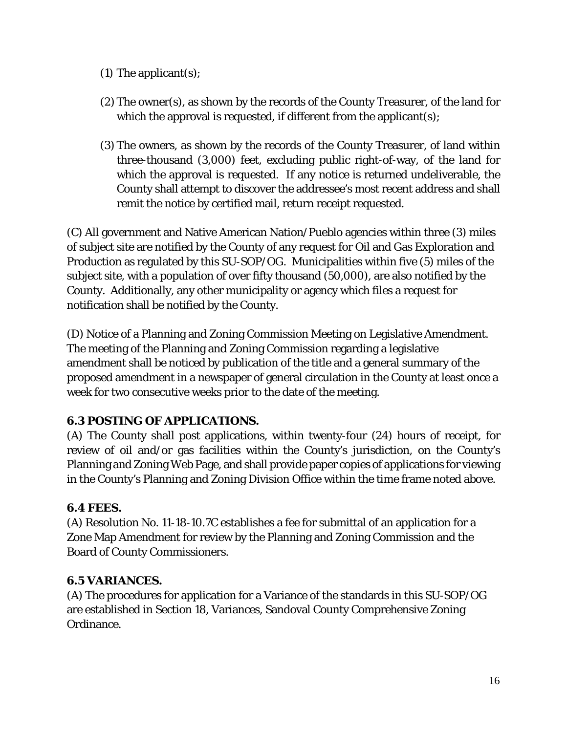(1) The applicant(s);

(2) The owner(s), as shown by the records of the County Treasurer, of the land for which the approval is requested, if different from the applicant(s);

(3) The owners, as shown by the records of the County Treasurer, of land within three-thousand (3,000) feet, excluding public right-of-way, of the land for which the approval is requested. If any notice is returned undeliverable, the County shall attempt to discover the addressee's most recent address and shall remit the notice by certified mail, return receipt requested.

(C) All government and Native American Nation/Pueblo agencies within three (3) miles of subject site are notified by the County of any request for Oil and Gas Exploration and Production as regulated by this SU-SOP/OG. Municipalities within five (5) miles of the subject site, with a population of over fifty thousand (50,000), are also notified by the County. Additionally, any other municipality or agency which files a request for notification shall be notified by the County.

(D) Notice of a Planning and Zoning Commission Meeting on Legislative Amendment. The meeting of the Planning and Zoning Commission regarding a legislative amendment shall be noticed by publication of the title and a general summary of the proposed amendment in a newspaper of general circulation in the County at least once a week for two consecutive weeks prior to the date of the meeting.

### 6.3 POSTING OF APPLICATIONS.

(A) The County shall post applications, within twenty-four (24) hours of receipt, for review of oil and/or gas facilities within the County's jurisdiction, on the County's Planning and Zoning Web Page, and shall provide paper copies of applications for viewing in the County's Planning and Zoning Division Office within the time frame noted above.

### 6.4 FEES.

(A) Resolution No. 11-18-10.7C establishes a fee for submittal of an application for a Zone Map Amendment for review by the Planning and Zoning Commission and the Board of County Commissioners.

### 6.5 VARIANCES.

(A) The procedures for application for a Variance of the standards in this SU-SOP/OG are established in Section 18, Variances, Sandoval County Comprehensive Zoning Ordinance.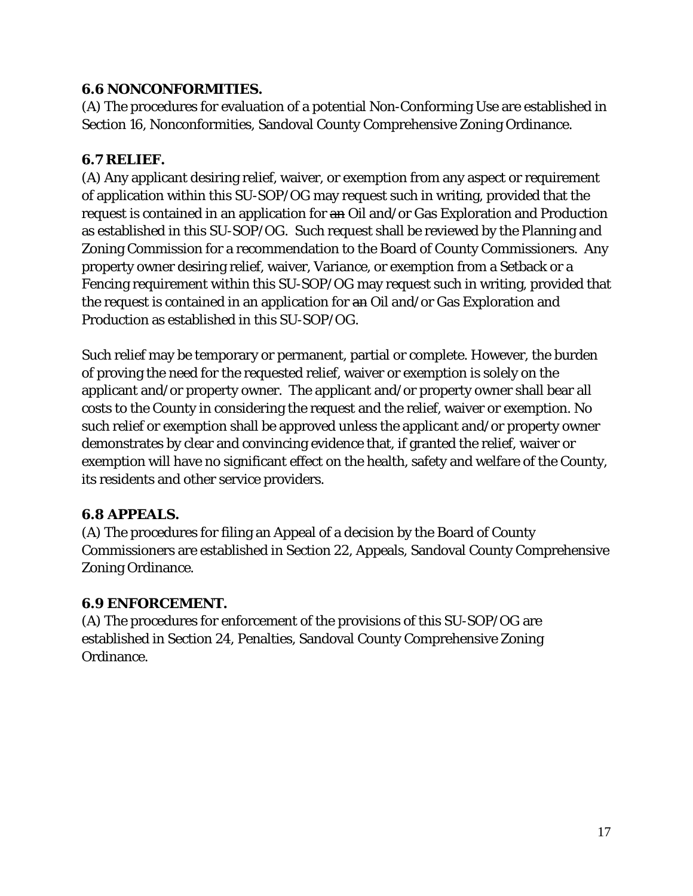### 6.6 NONCONFORMITIES.

(A) The procedures for evaluation of a potential Non-Conforming Use are established in Section 16, Nonconformities, Sandoval County Comprehensive Zoning Ordinance.

### 6.7 RELIEF.

(A) Any applicant desiring relief, waiver, or exemption from any aspect or requirement of application within this SU-SOP/OG may request such in writing, provided that the request is contained in an application for ~~an~~ Oil and/or Gas Exploration and Production as established in this SU-SOP/OG. Such request shall be reviewed by the Planning and Zoning Commission for a recommendation to the Board of County Commissioners. Any property owner desiring relief, waiver, Variance, or exemption from a Setback or a Fencing requirement within this SU-SOP/OG may request such in writing, provided that the request is contained in an application for ~~an~~ Oil and/or Gas Exploration and Production as established in this SU-SOP/OG.

Such relief may be temporary or permanent, partial or complete. However, the burden of proving the need for the requested relief, waiver or exemption is solely on the applicant and/or property owner. The applicant and/or property owner shall bear all costs to the County in considering the request and the relief, waiver or exemption. No such relief or exemption shall be approved unless the applicant and/or property owner demonstrates by clear and convincing evidence that, if granted the relief, waiver or exemption will have no significant effect on the health, safety and welfare of the County, its residents and other service providers.

### 6.8 APPEALS.

(A) The procedures for filing an Appeal of a decision by the Board of County Commissioners are established in Section 22, Appeals, Sandoval County Comprehensive Zoning Ordinance.

### 6.9 ENFORCEMENT.

(A) The procedures for enforcement of the provisions of this SU-SOP/OG are established in Section 24, Penalties, Sandoval County Comprehensive Zoning Ordinance.